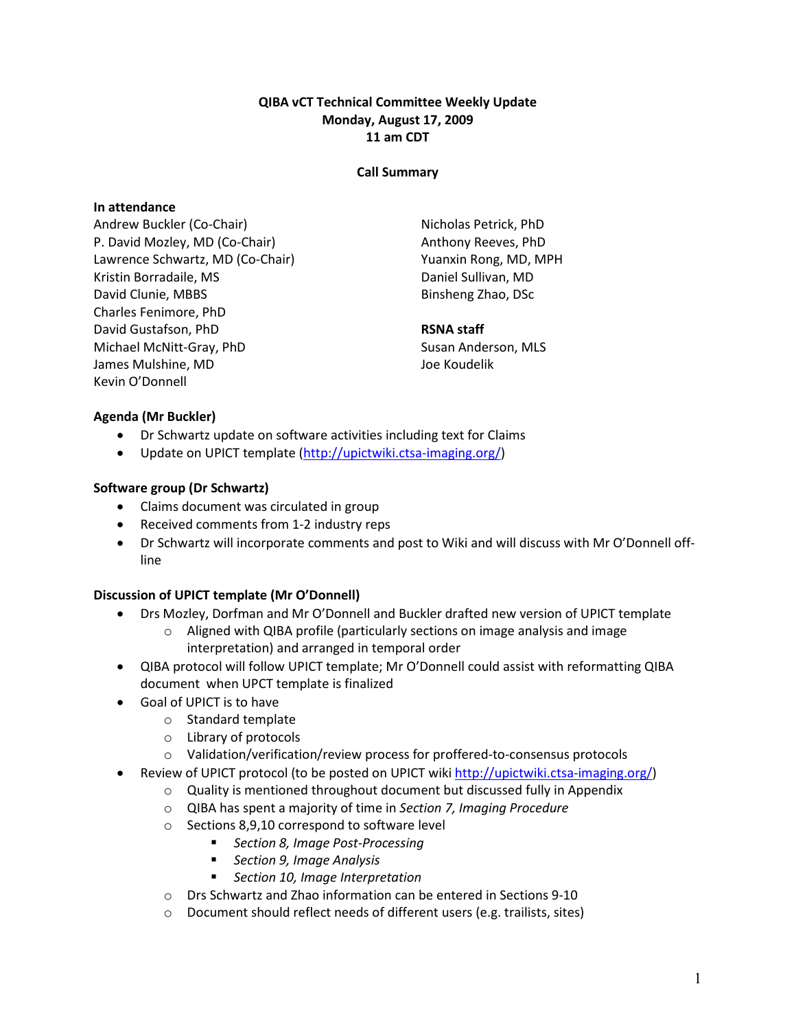**QIBA vCT Technical Committee Weekly Update**
**Monday, August 17, 2009**
**11 am CDT**

**Call Summary**

**In attendance**

Andrew Buckler (Co-Chair)
P. David Mozley, MD (Co-Chair)
Lawrence Schwartz, MD (Co-Chair)
Kristin Borradaile, MS
David Clunie, MBBS
Charles Fenimore, PhD
David Gustafson, PhD
Michael McNitt-Gray, PhD
James Mulshine, MD
Kevin O'Donnell
Nicholas Petrick, PhD
Anthony Reeves, PhD
Yuanxin Rong, MD, MPH
Daniel Sullivan, MD
Binsheng Zhao, DSc

**RSNA staff**

Susan Anderson, MLS
Joe Koudelik

**Agenda (Mr Buckler)**

- Dr Schwartz update on software activities including text for Claims
- Update on UPICT template (http://upictwiki.ctsa-imaging.org/)

**Software group (Dr Schwartz)**

- Claims document was circulated in group
- Received comments from 1-2 industry reps
- Dr Schwartz will incorporate comments and post to Wiki and will discuss with Mr O'Donnell off-line

**Discussion of UPICT template (Mr O'Donnell)**

- Drs Mozley, Dorfman and Mr O'Donnell and Buckler drafted new version of UPICT template
  - Aligned with QIBA profile (particularly sections on image analysis and image interpretation) and arranged in temporal order
- QIBA protocol will follow UPICT template; Mr O'Donnell could assist with reformatting QIBA document when UPCT template is finalized
- Goal of UPICT is to have
  - Standard template
  - Library of protocols
  - Validation/verification/review process for proffered-to-consensus protocols
- Review of UPICT protocol (to be posted on UPICT wiki http://upictwiki.ctsa-imaging.org/)
  - Quality is mentioned throughout document but discussed fully in Appendix
  - QIBA has spent a majority of time in *Section 7, Imaging Procedure*
  - Sections 8,9,10 correspond to software level
    - *Section 8, Image Post-Processing*
    - *Section 9, Image Analysis*
    - *Section 10, Image Interpretation*
  - Drs Schwartz and Zhao information can be entered in Sections 9-10
  - Document should reflect needs of different users (e.g. trailists, sites)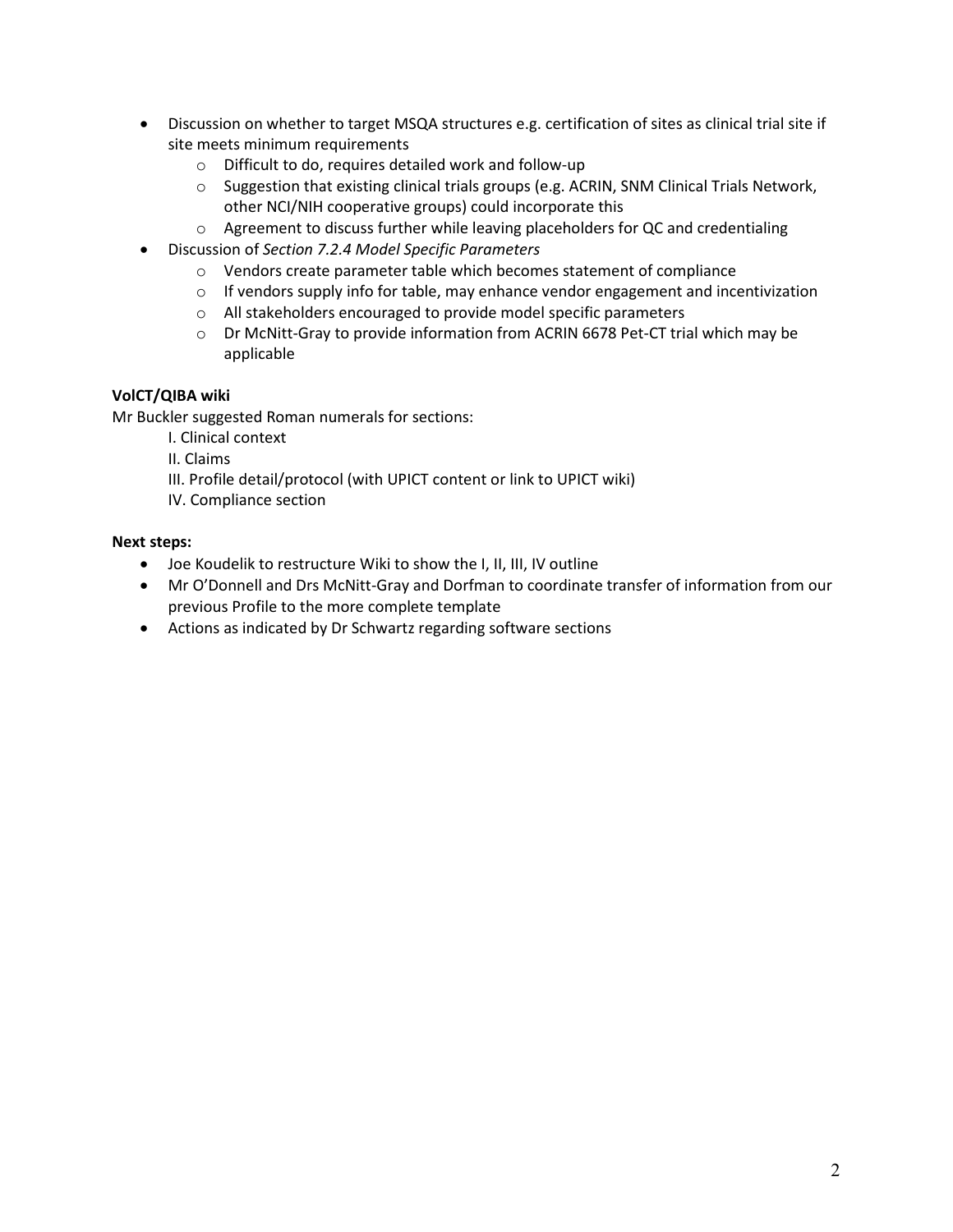- Discussion on whether to target MSQA structures e.g. certification of sites as clinical trial site if site meets minimum requirements
    - Difficult to do, requires detailed work and follow-up
    - Suggestion that existing clinical trials groups (e.g. ACRIN, SNM Clinical Trials Network, other NCI/NIH cooperative groups) could incorporate this
    - Agreement to discuss further while leaving placeholders for QC and credentialing
- Discussion of *Section 7.2.4 Model Specific Parameters*
    - Vendors create parameter table which becomes statement of compliance
    - If vendors supply info for table, may enhance vendor engagement and incentivization
    - All stakeholders encouraged to provide model specific parameters
    - Dr McNitt-Gray to provide information from ACRIN 6678 Pet-CT trial which may be applicable

**VolCT/QIBA wiki**

Mr Buckler suggested Roman numerals for sections:

I. Clinical context

II. Claims

III. Profile detail/protocol (with UPICT content or link to UPICT wiki)

IV. Compliance section

**Next steps:**

- Joe Koudelik to restructure Wiki to show the I, II, III, IV outline
- Mr O'Donnell and Drs McNitt-Gray and Dorfman to coordinate transfer of information from our previous Profile to the more complete template
- Actions as indicated by Dr Schwartz regarding software sections